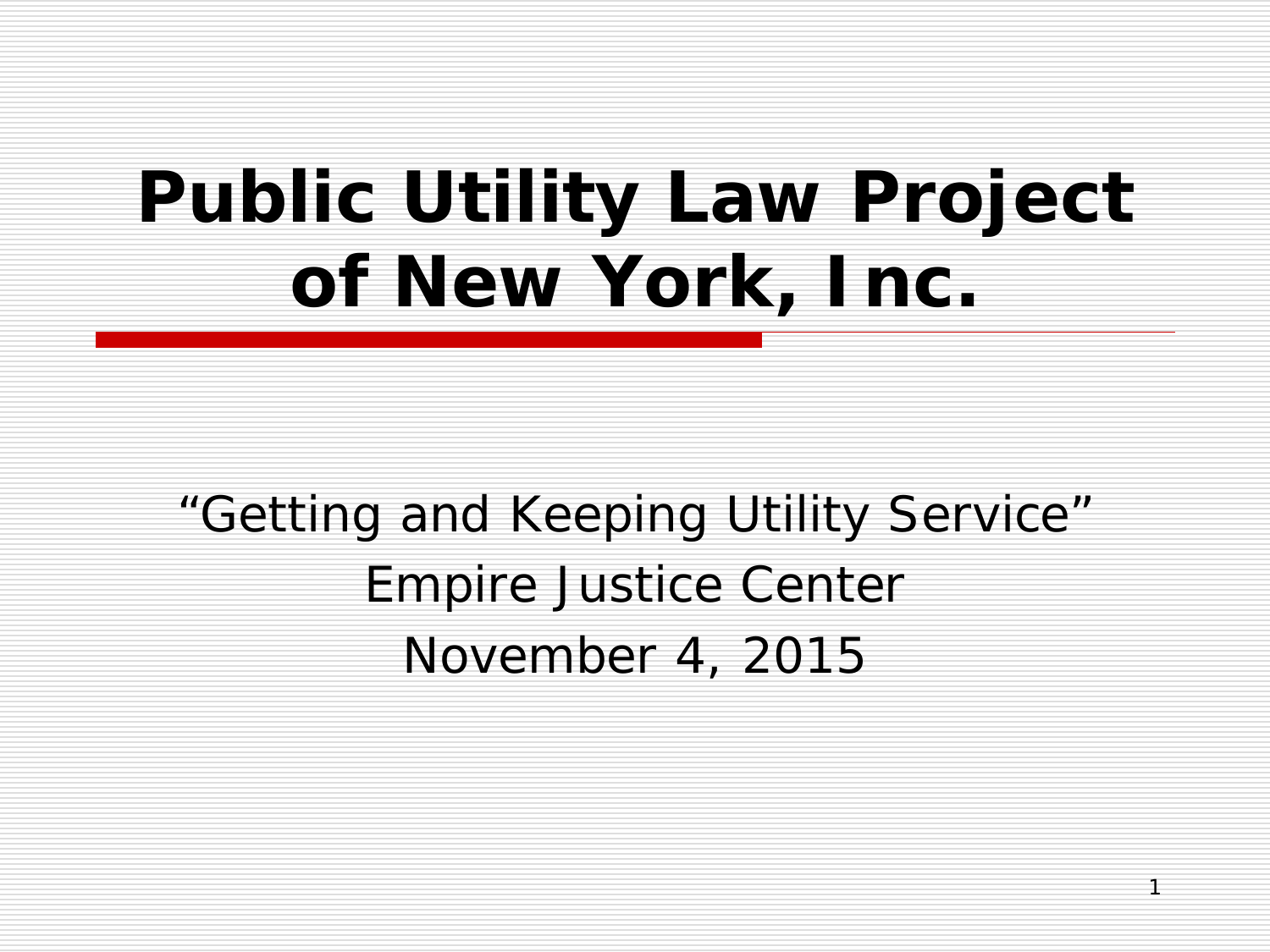# Public Utility Law Project of New York, Inc.

"Getting and Keeping Utility Service"

Empire Justice Center

November 4, 2015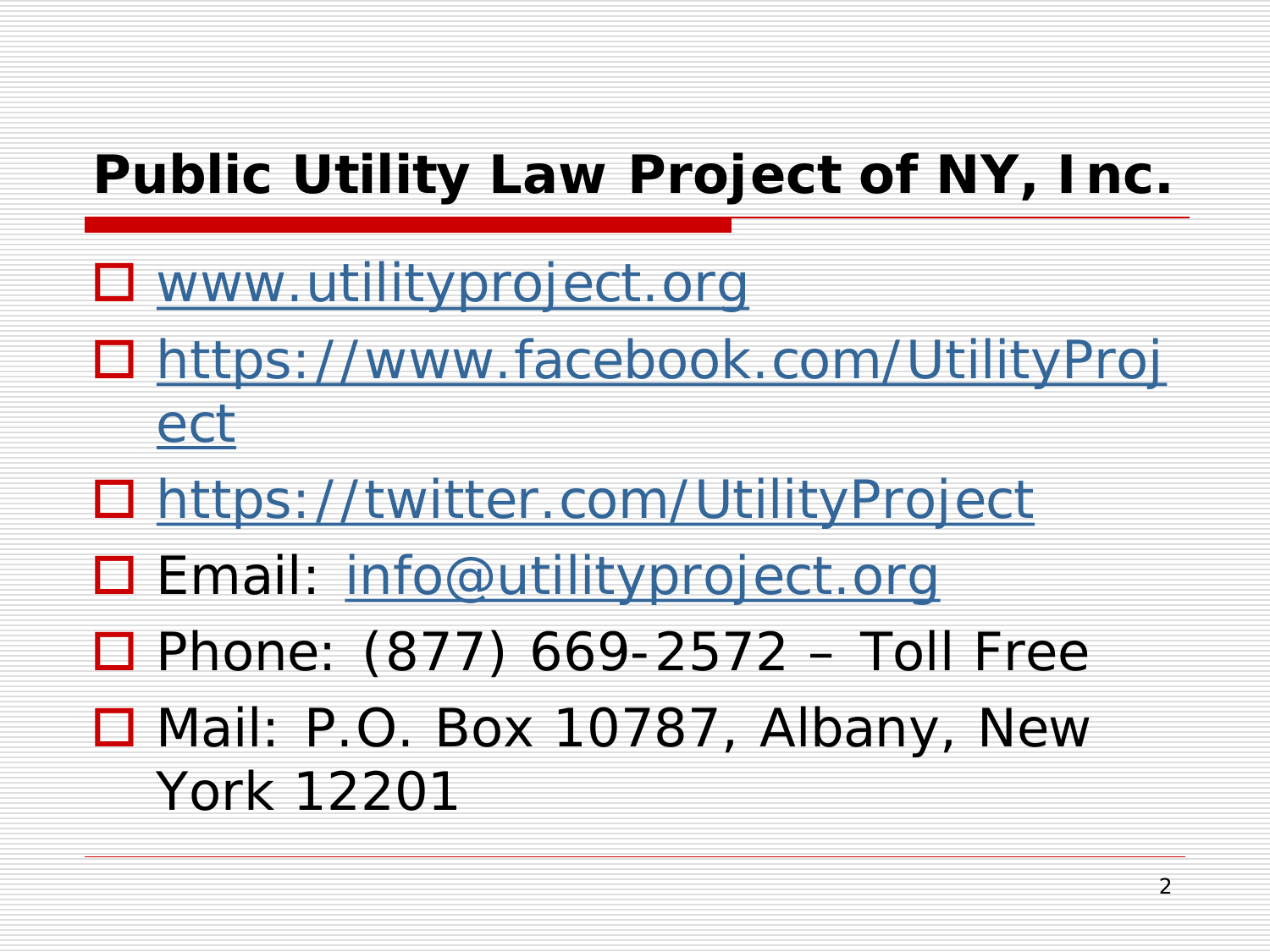# Public Utility Law Project of NY, Inc.

- www.utilityproject.org
- https://www.facebook.com/UtilityProject
- https://twitter.com/UtilityProject
- Email: info@utilityproject.org
- Phone: (877) 669-2572 – Toll Free
- Mail: P.O. Box 10787, Albany, New York 12201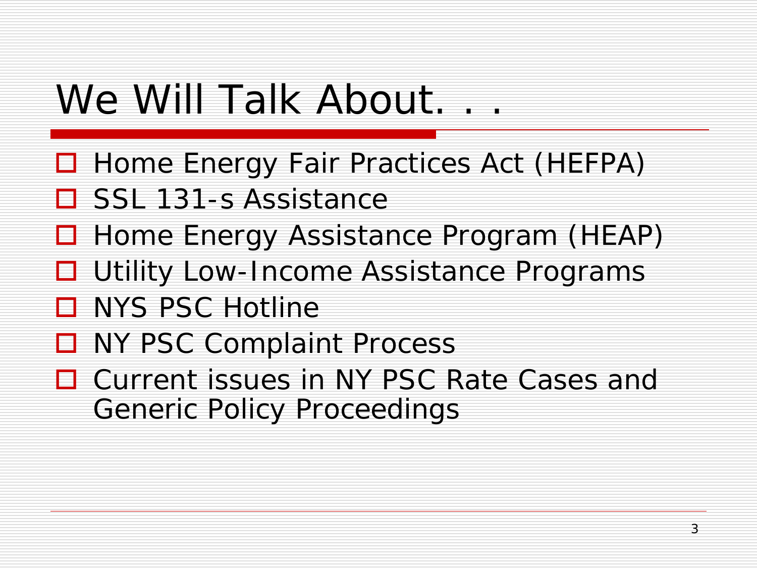# We Will Talk About. . .

- Home Energy Fair Practices Act (HEFPA)
- SSL 131-s Assistance
- Home Energy Assistance Program (HEAP)
- Utility Low-Income Assistance Programs
- NYS PSC Hotline
- NY PSC Complaint Process
- Current issues in NY PSC Rate Cases and Generic Policy Proceedings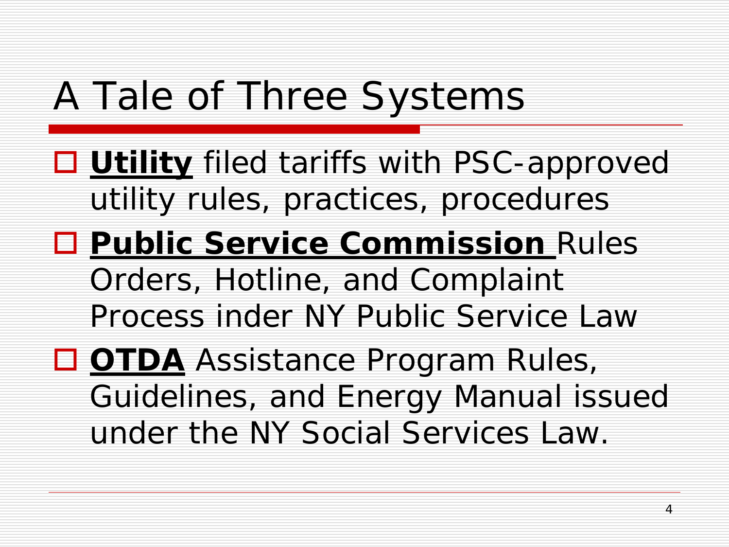# A Tale of Three Systems

- **Utility** filed tariffs with PSC-approved utility rules, practices, procedures
- **Public Service Commission** Rules Orders, Hotline, and Complaint Process inder NY Public Service Law
- **OTDA** Assistance Program Rules, Guidelines, and Energy Manual issued under the NY Social Services Law.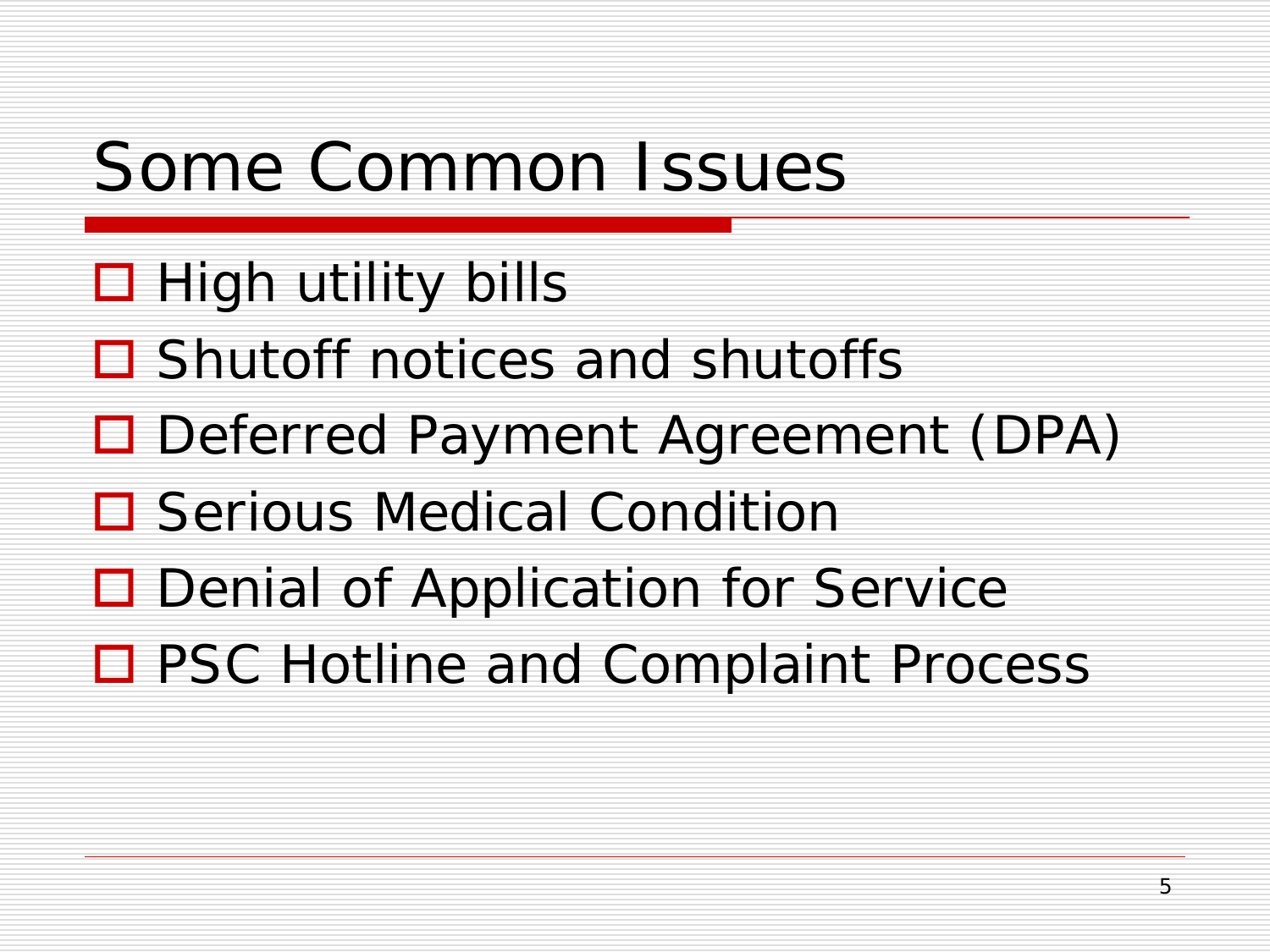# Some Common Issues

- High utility bills
- Shutoff notices and shutoffs
- Deferred Payment Agreement (DPA)
- Serious Medical Condition
- Denial of Application for Service
- PSC Hotline and Complaint Process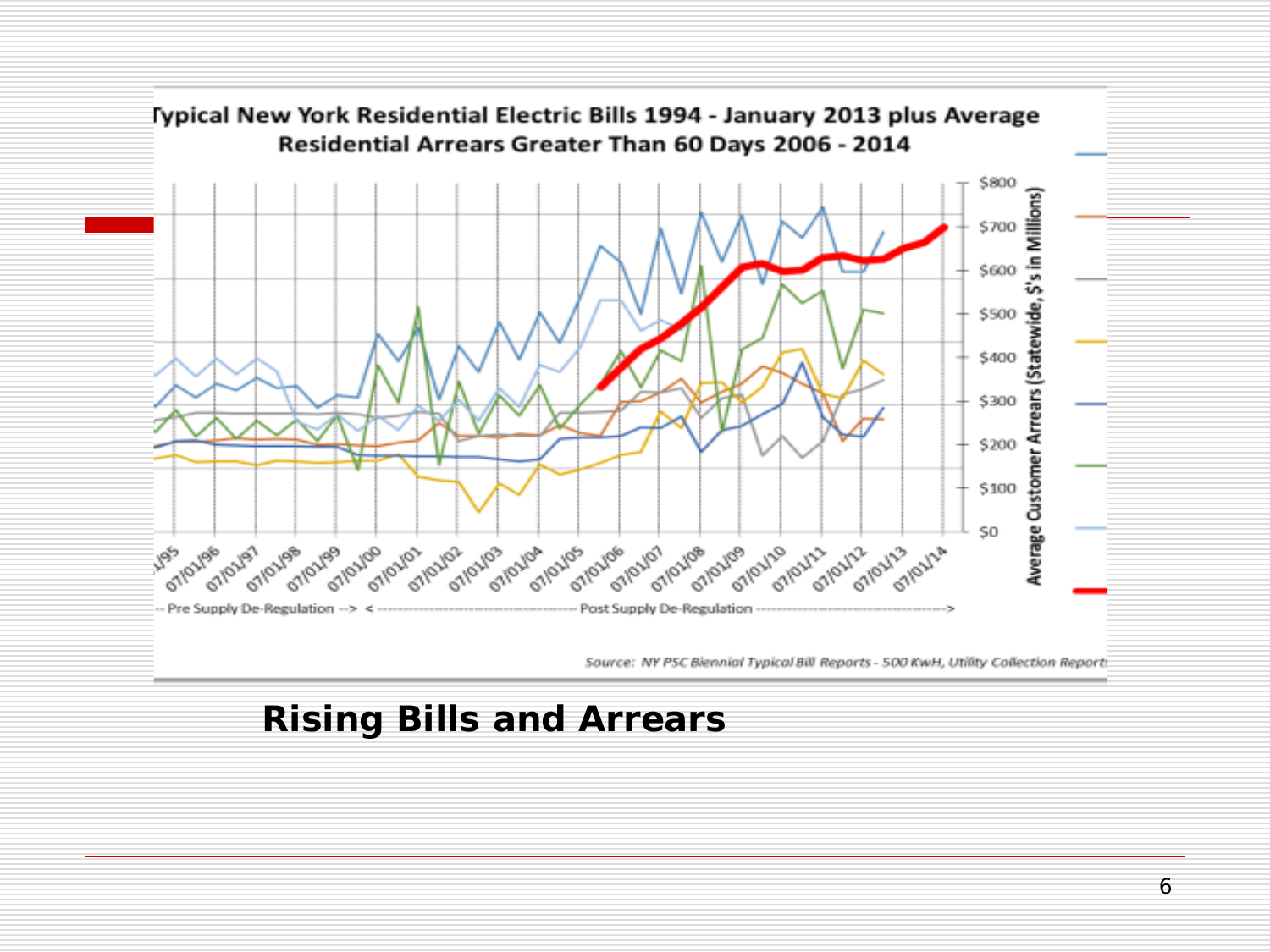Typical New York Residential Electric Bills 1994 - January 2013 plus Average Residential Arrears Greater Than 60 Days 2006 - 2014

-- Pre Supply De-Regulation --> <------------------------------ Post Supply De-Regulation ------------------------------>

Average Customer Arrears (Statewide, $'s in Millions)

Source: NY PSC Biennial Typical Bill Reports - 500 KwH, Utility Collection Reports

**Rising Bills and Arrears**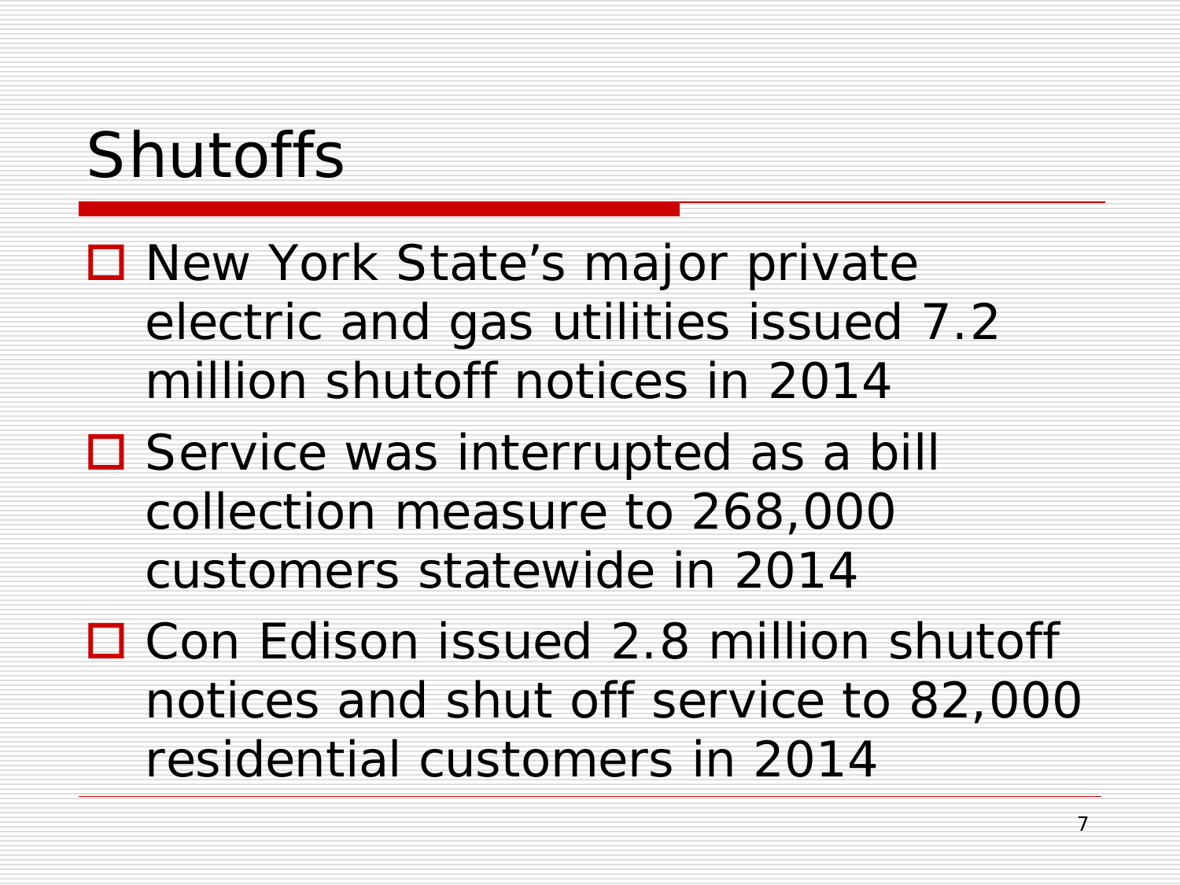# Shutoffs

- New York State's major private electric and gas utilities issued 7.2 million shutoff notices in 2014
- Service was interrupted as a bill collection measure to 268,000 customers statewide in 2014
- Con Edison issued 2.8 million shutoff notices and shut off service to 82,000 residential customers in 2014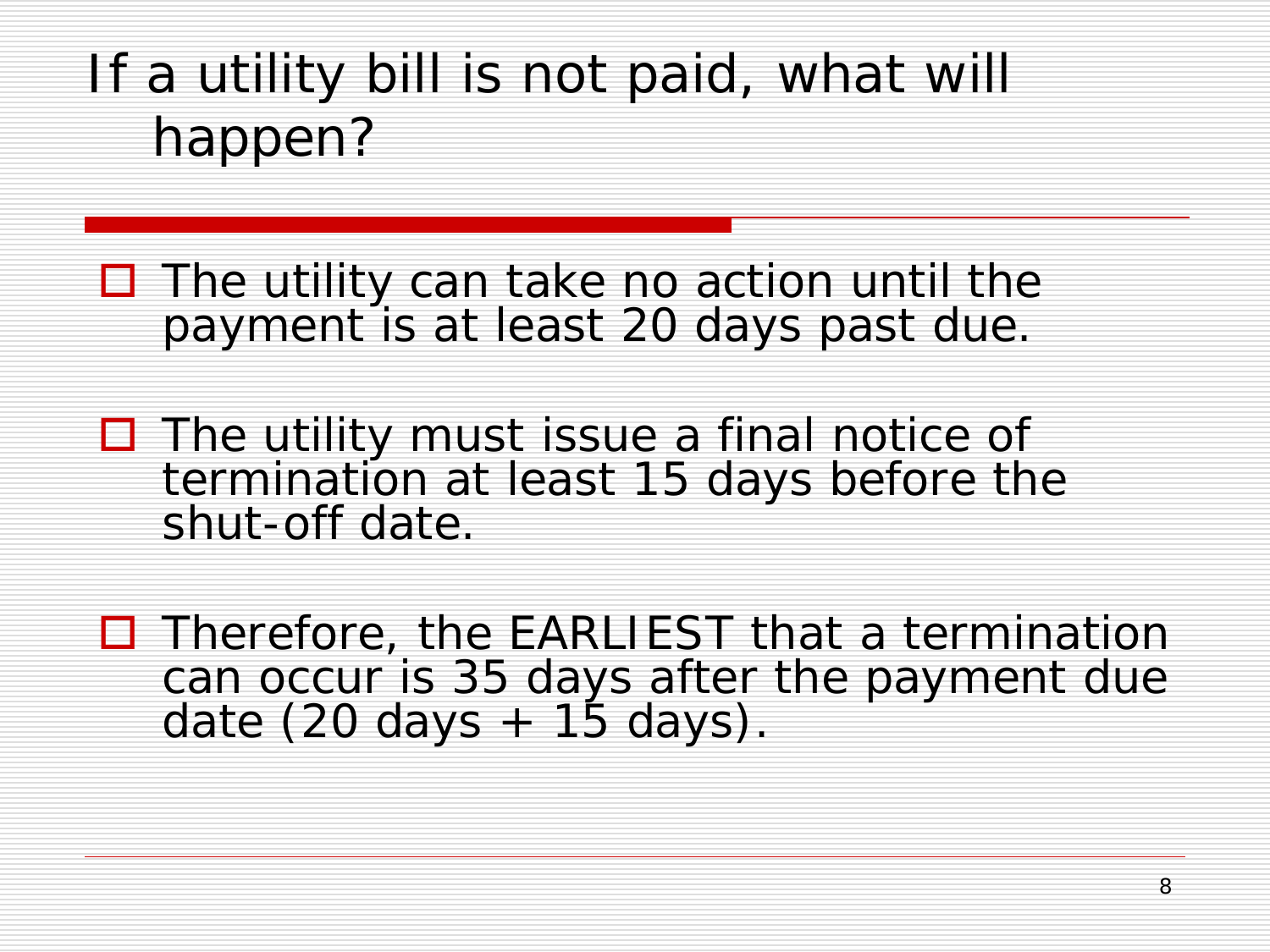# If a utility bill is not paid, what will happen?

- The utility can take no action until the payment is at least 20 days past due.

- The utility must issue a final notice of termination at least 15 days before the shut-off date.

- Therefore, the EARLIEST that a termination can occur is 35 days after the payment due date (20 days + 15 days).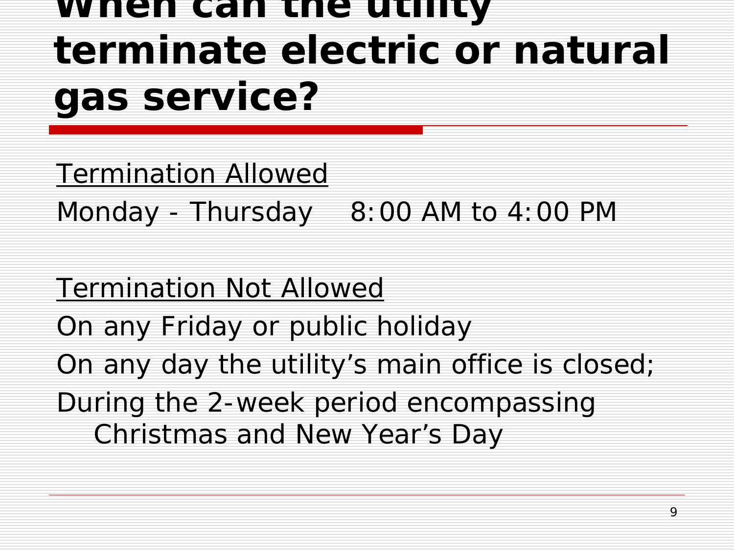# When can the utility terminate electric or natural gas service?

Termination Allowed

Monday - Thursday 8:00 AM to 4:00 PM

Termination Not Allowed

On any Friday or public holiday

On any day the utility's main office is closed;

During the 2-week period encompassing Christmas and New Year's Day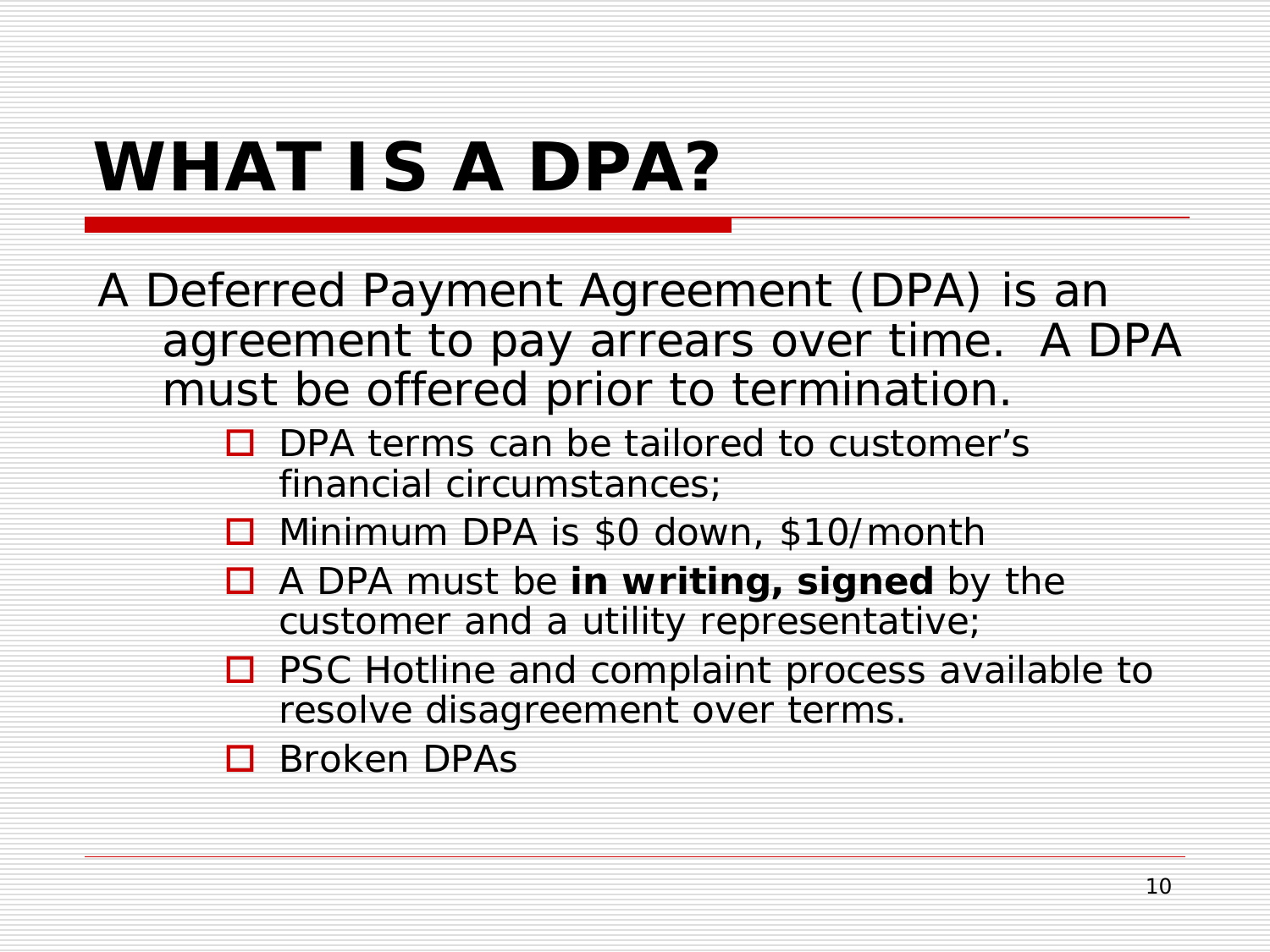# WHAT IS A DPA?

A Deferred Payment Agreement (DPA) is an agreement to pay arrears over time. A DPA must be offered prior to termination.

- DPA terms can be tailored to customer's financial circumstances;
- Minimum DPA is $0 down, $10/month
- A DPA must be **in writing, signed** by the customer and a utility representative;
- PSC Hotline and complaint process available to resolve disagreement over terms.
- Broken DPAs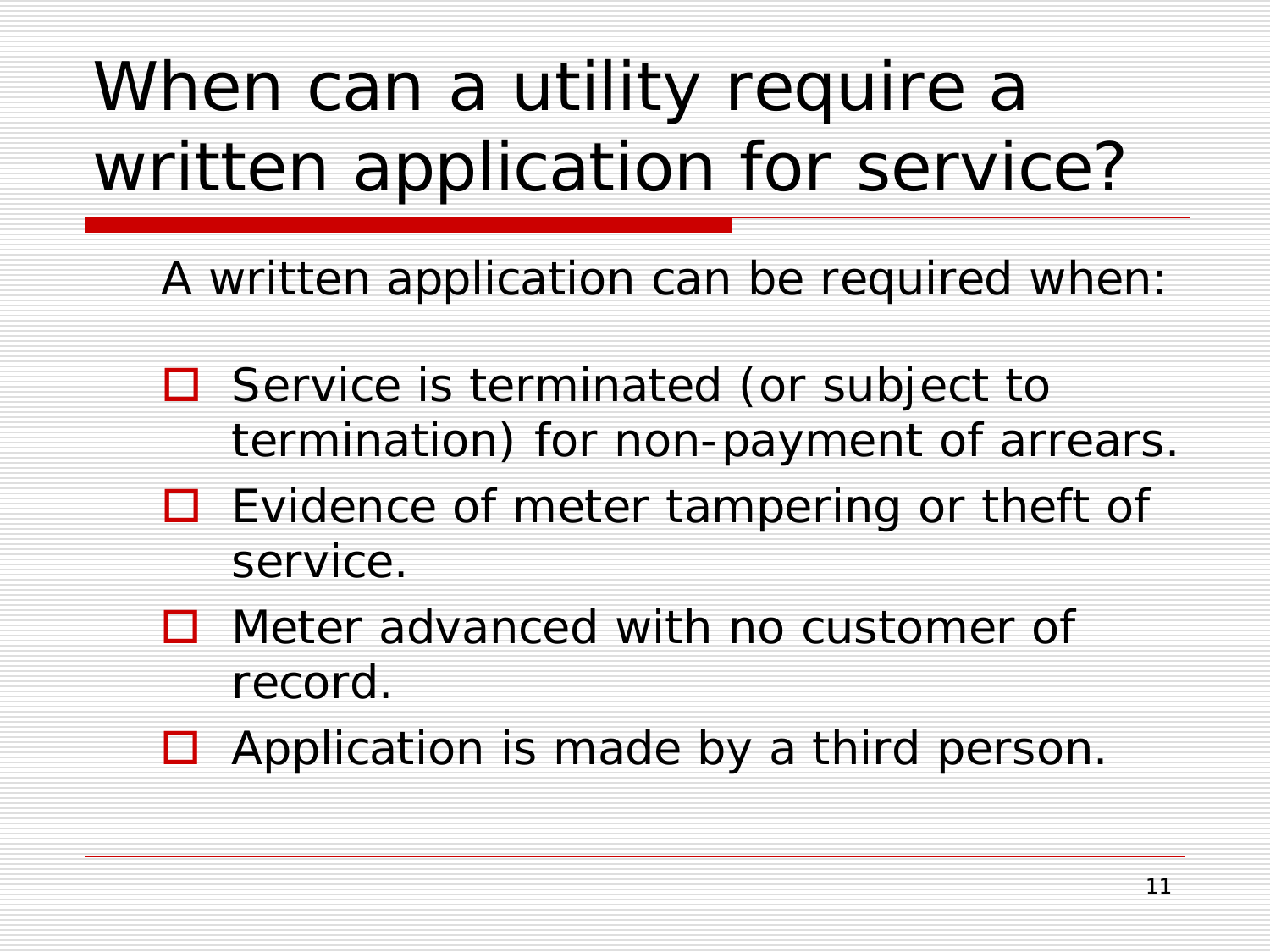# When can a utility require a written application for service?

A written application can be required when:

- Service is terminated (or subject to termination) for non-payment of arrears.
- Evidence of meter tampering or theft of service.
- Meter advanced with no customer of record.
- Application is made by a third person.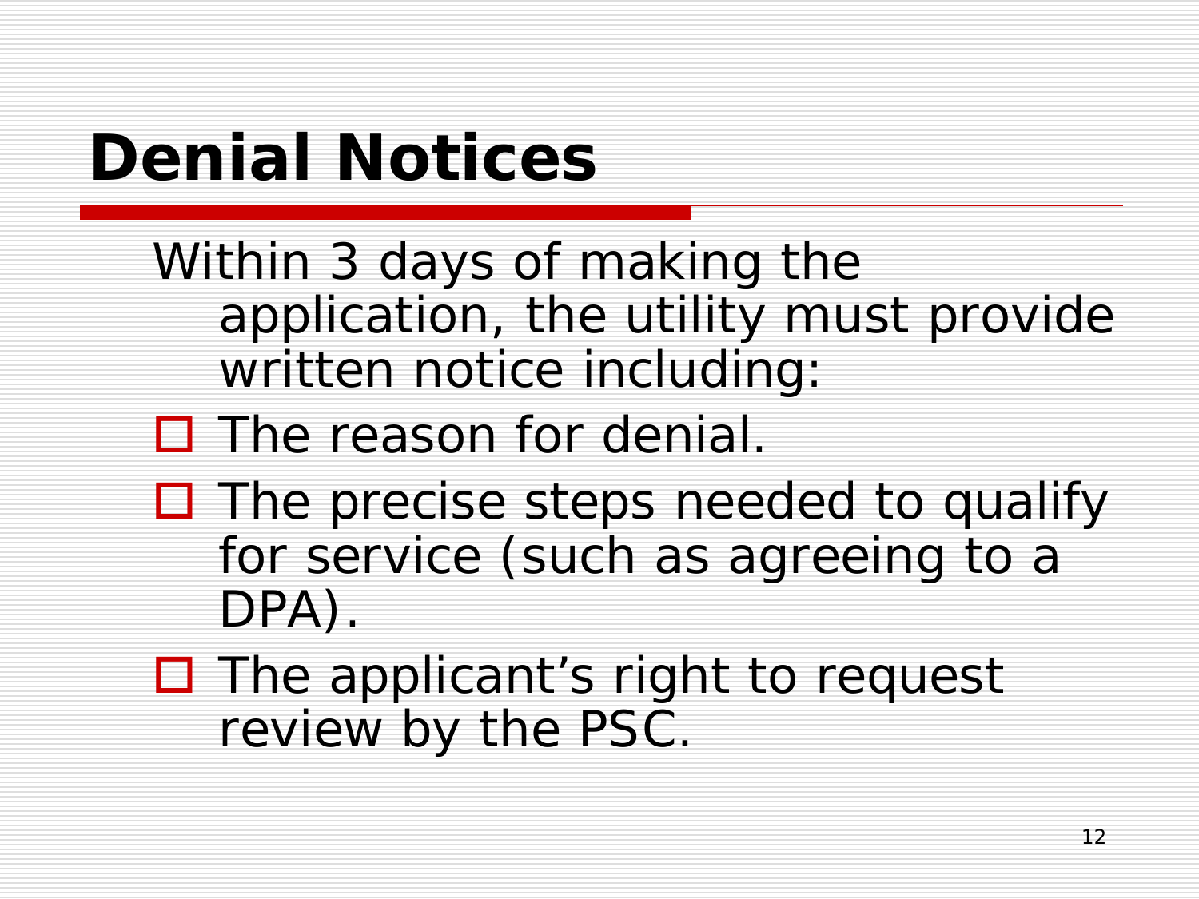# Denial Notices

Within 3 days of making the application, the utility must provide written notice including:

- The reason for denial.
- The precise steps needed to qualify for service (such as agreeing to a DPA).
- The applicant's right to request review by the PSC.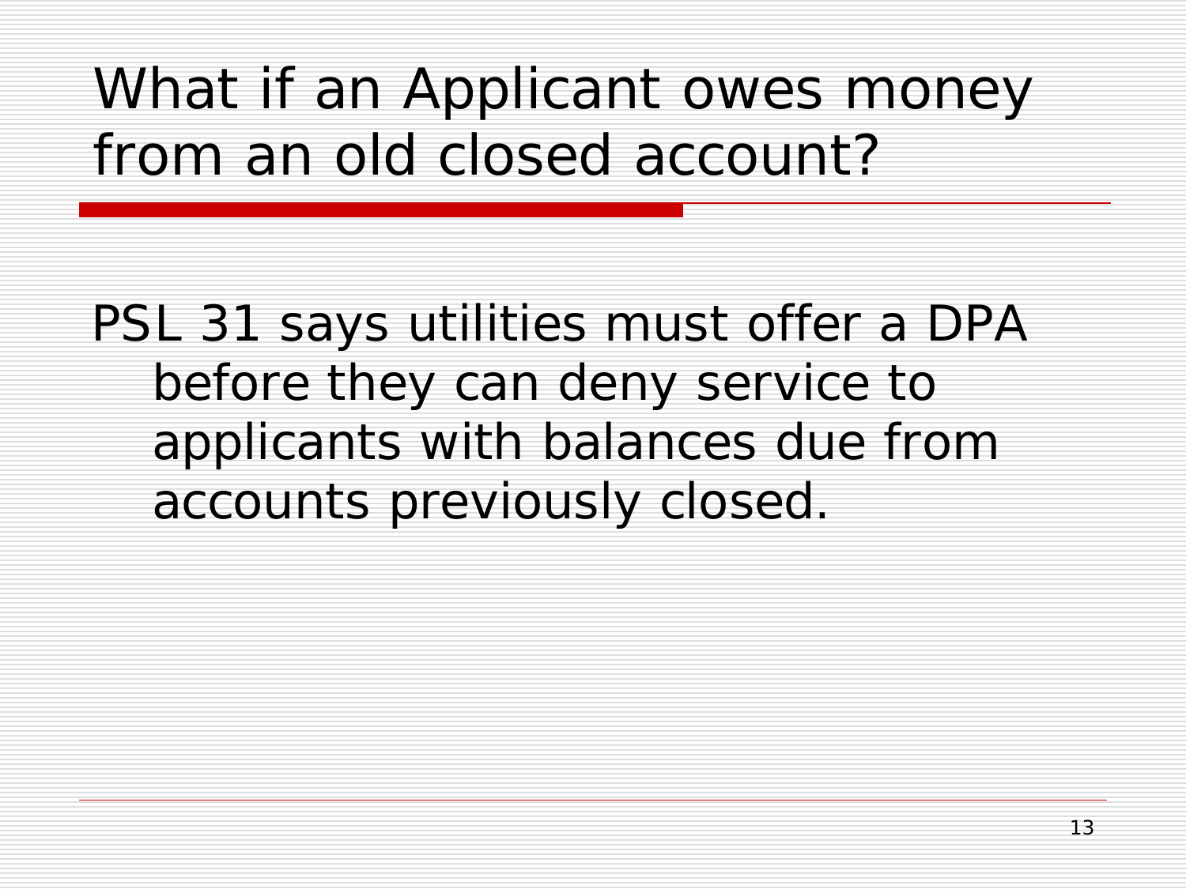# What if an Applicant owes money from an old closed account?

PSL 31 says utilities must offer a DPA before they can deny service to applicants with balances due from accounts previously closed.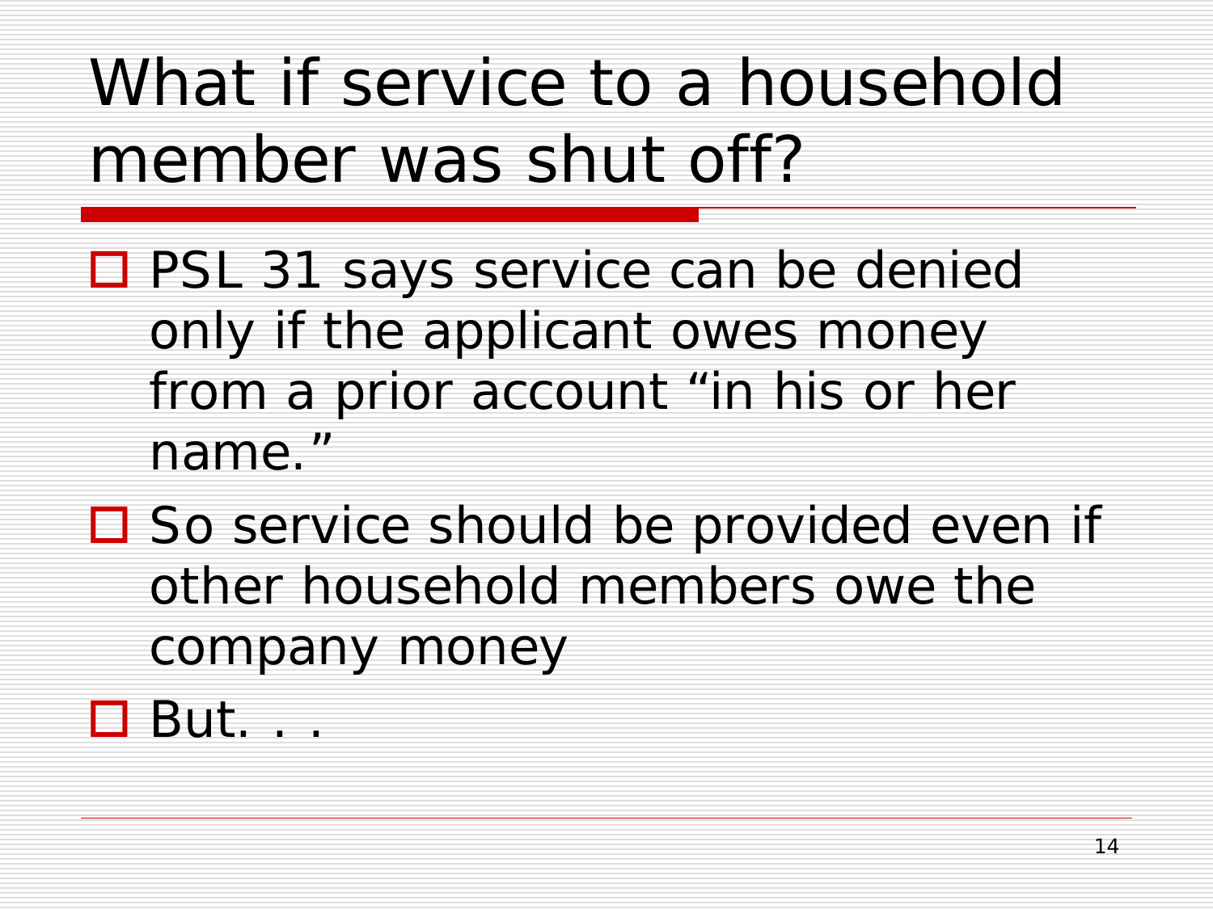# What if service to a household member was shut off?

- PSL 31 says service can be denied only if the applicant owes money from a prior account "in his or her name."
- So service should be provided even if other household members owe the company money
- But. . .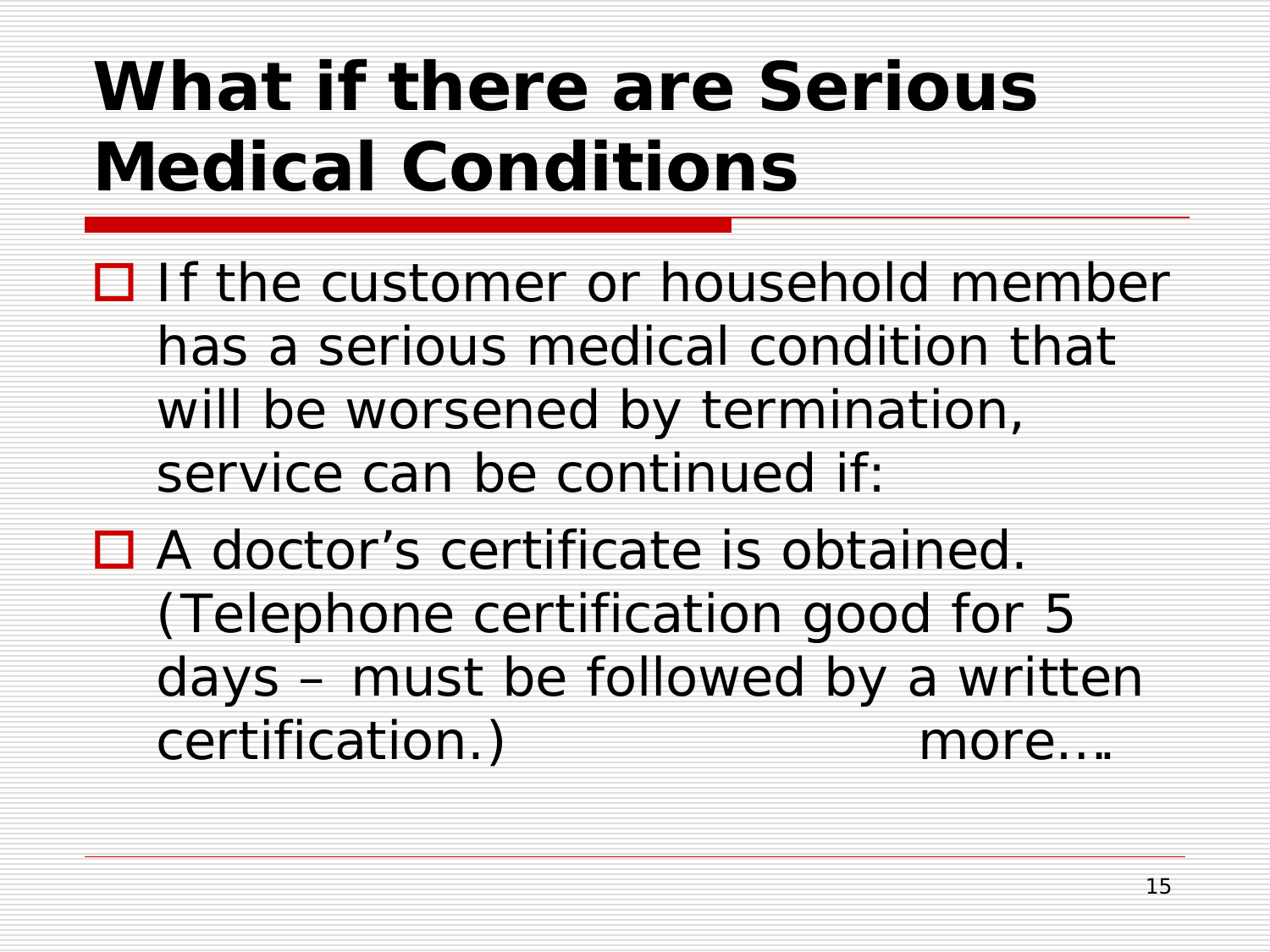# What if there are Serious Medical Conditions

- If the customer or household member has a serious medical condition that will be worsened by termination, service can be continued if:
- A doctor's certificate is obtained. (Telephone certification good for 5 days – must be followed by a written certification.) more….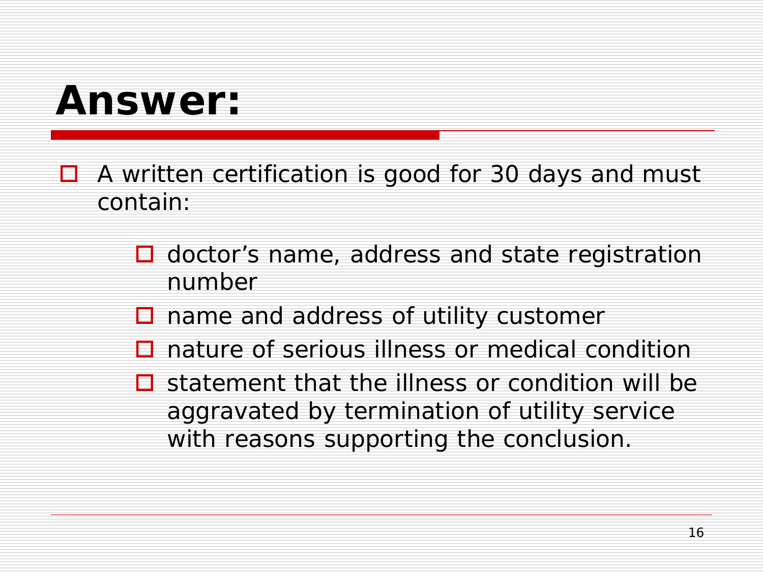# Answer:

- A written certification is good for 30 days and must contain:
  - doctor’s name, address and state registration number
  - name and address of utility customer
  - nature of serious illness or medical condition
  - statement that the illness or condition will be aggravated by termination of utility service with reasons supporting the conclusion.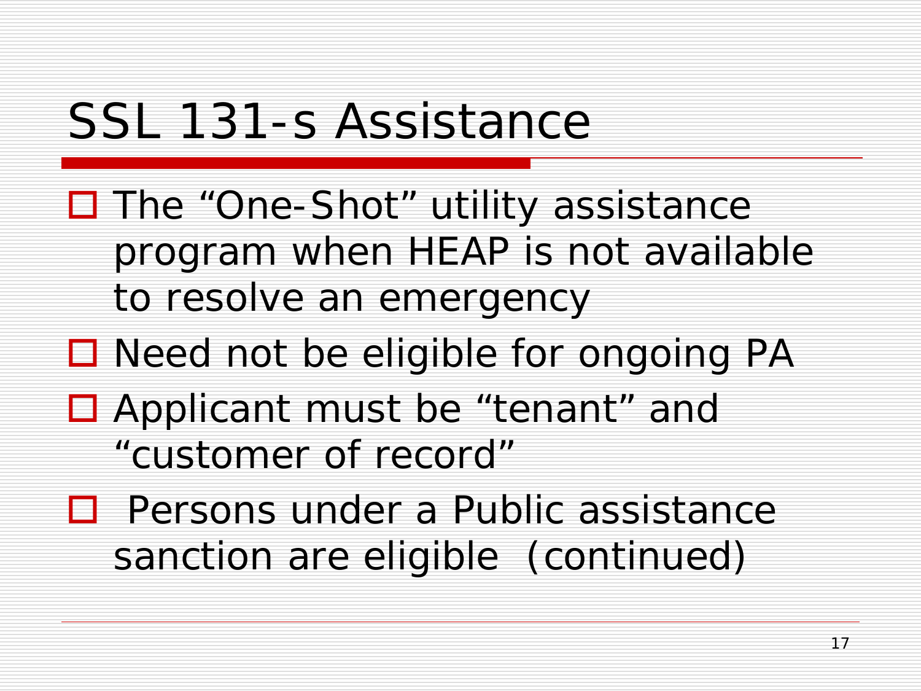# SSL 131-s Assistance

- The “One-Shot” utility assistance program when HEAP is not available to resolve an emergency
- Need not be eligible for ongoing PA
- Applicant must be “tenant” and “customer of record”
- Persons under a Public assistance sanction are eligible (continued)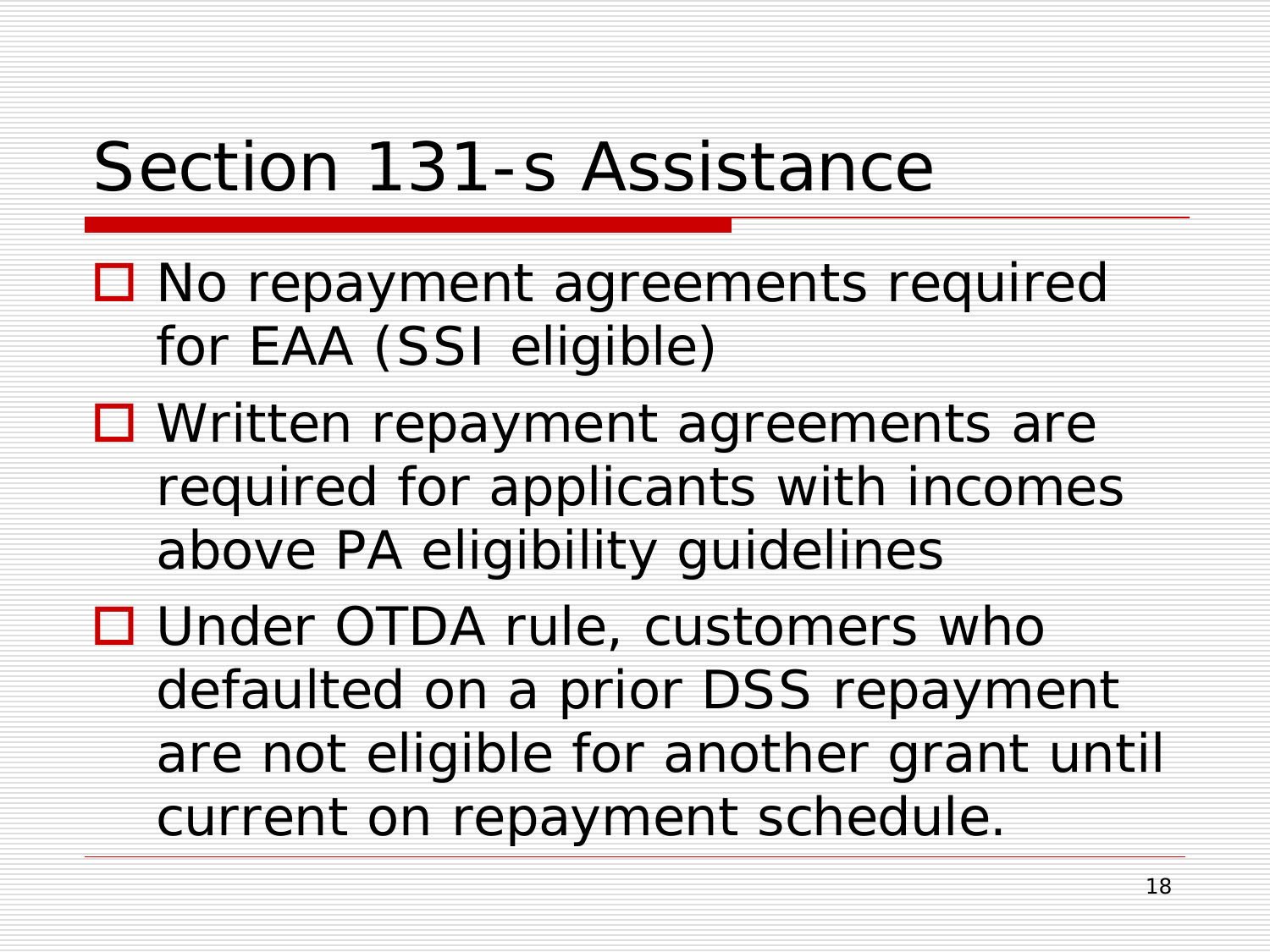# Section 131-s Assistance

- No repayment agreements required for EAA (SSI eligible)
- Written repayment agreements are required for applicants with incomes above PA eligibility guidelines
- Under OTDA rule, customers who defaulted on a prior DSS repayment are not eligible for another grant until current on repayment schedule.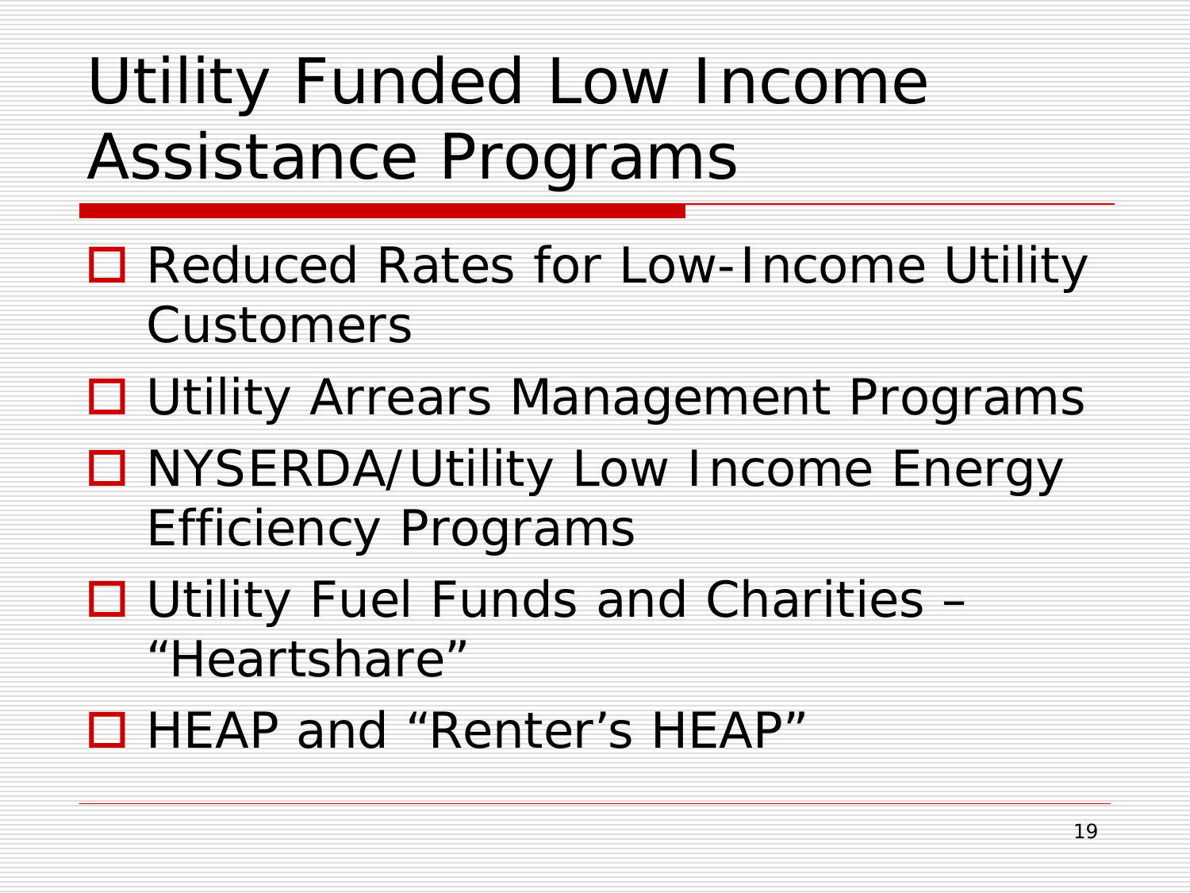# Utility Funded Low Income Assistance Programs

- Reduced Rates for Low-Income Utility Customers
- Utility Arrears Management Programs
- NYSERDA/Utility Low Income Energy Efficiency Programs
- Utility Fuel Funds and Charities – “Heartshare”
- HEAP and “Renter’s HEAP”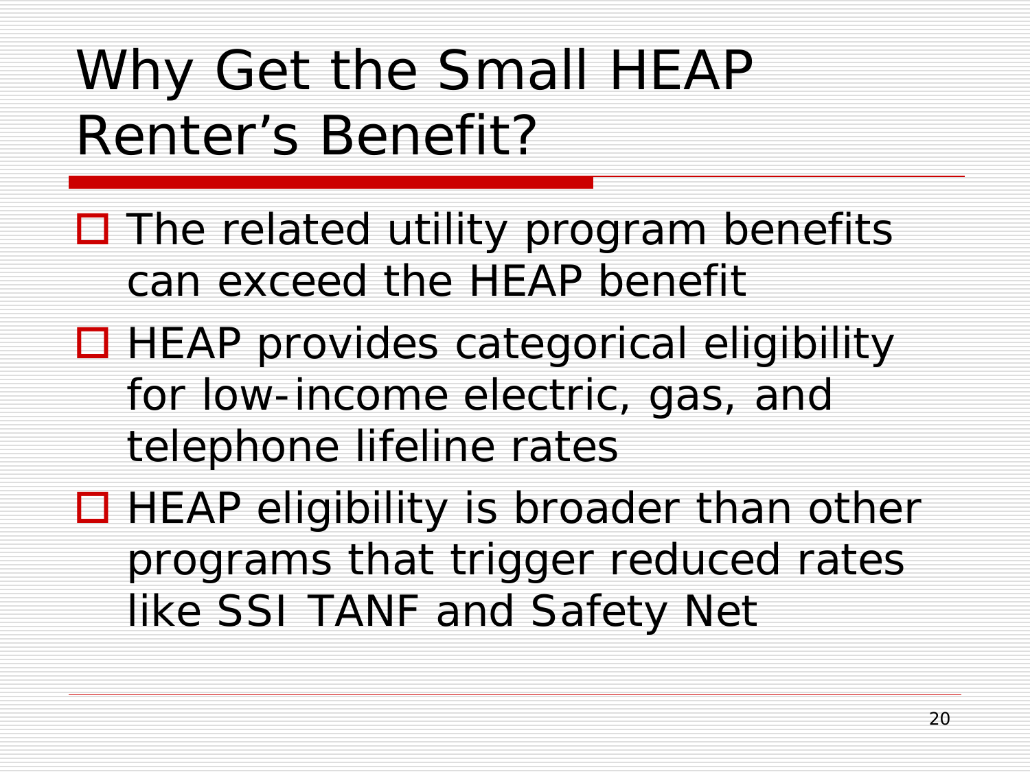# Why Get the Small HEAP Renter's Benefit?

- The related utility program benefits can exceed the HEAP benefit
- HEAP provides categorical eligibility for low-income electric, gas, and telephone lifeline rates
- HEAP eligibility is broader than other programs that trigger reduced rates like SSI TANF and Safety Net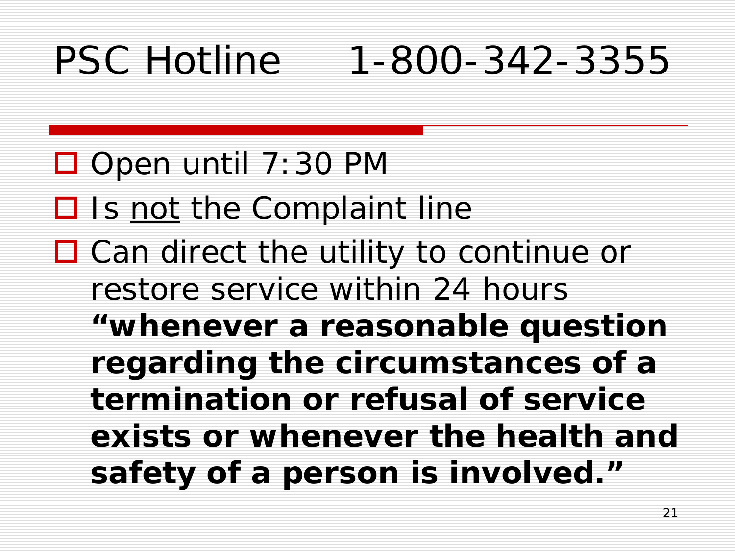# PSC Hotline 1-800-342-3355

- Open until 7:30 PM
- Is <u>not</u> the Complaint line
- Can direct the utility to continue or restore service within 24 hours **"whenever a reasonable question regarding the circumstances of a termination or refusal of service exists or whenever the health and safety of a person is involved."**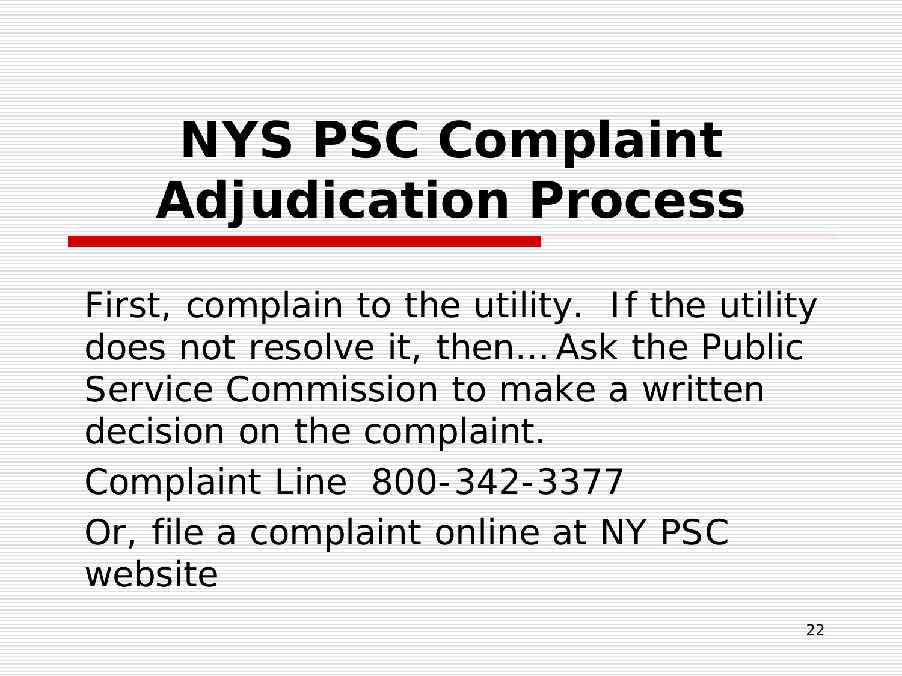# NYS PSC Complaint Adjudication Process

First, complain to the utility. If the utility does not resolve it, then… Ask the Public Service Commission to make a written decision on the complaint.

Complaint Line 800-342-3377

Or, file a complaint online at NY PSC website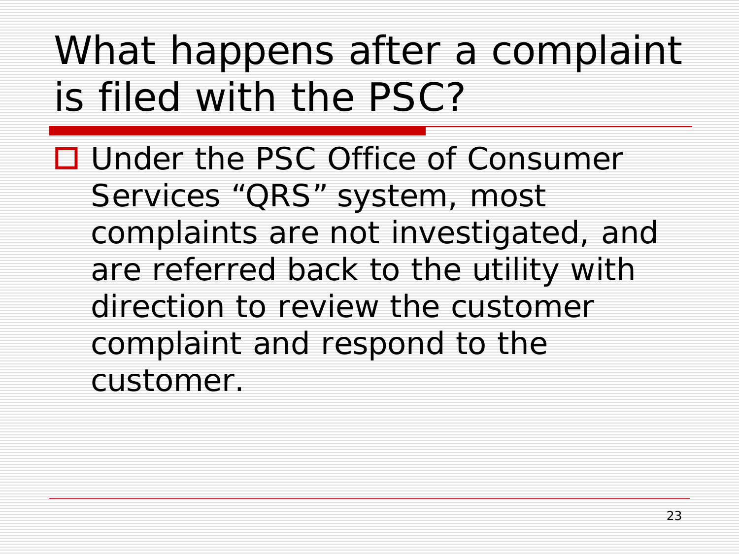# What happens after a complaint is filed with the PSC?

- Under the PSC Office of Consumer Services “QRS” system, most complaints are not investigated, and are referred back to the utility with direction to review the customer complaint and respond to the customer.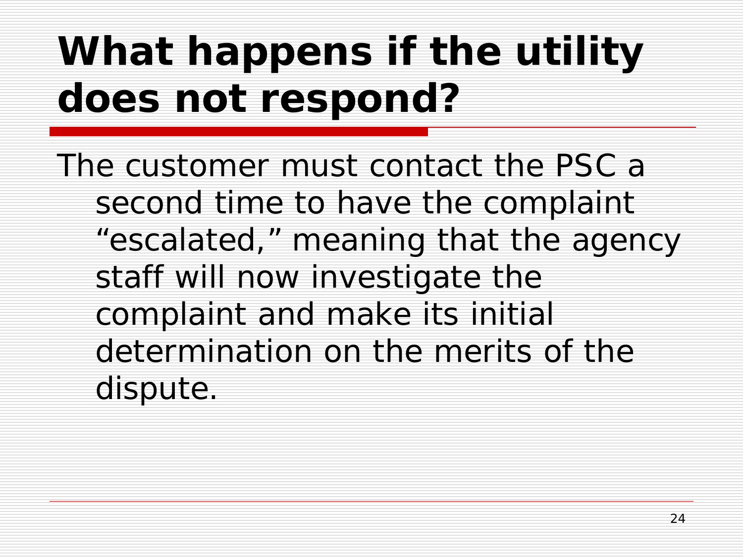# What happens if the utility does not respond?

The customer must contact the PSC a second time to have the complaint "escalated," meaning that the agency staff will now investigate the complaint and make its initial determination on the merits of the dispute.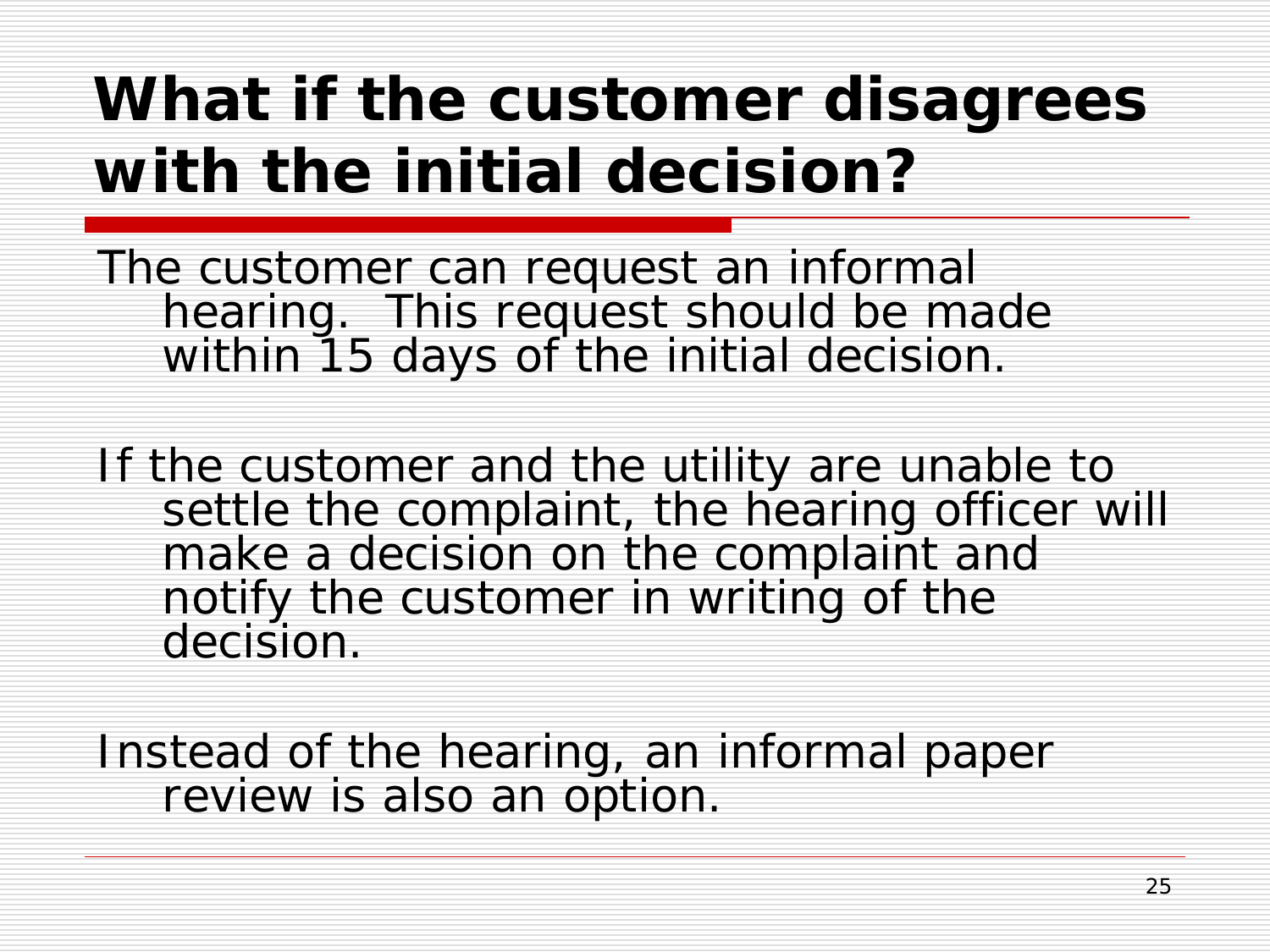# What if the customer disagrees with the initial decision?

The customer can request an informal hearing. This request should be made within 15 days of the initial decision.

If the customer and the utility are unable to settle the complaint, the hearing officer will make a decision on the complaint and notify the customer in writing of the decision.

Instead of the hearing, an informal paper review is also an option.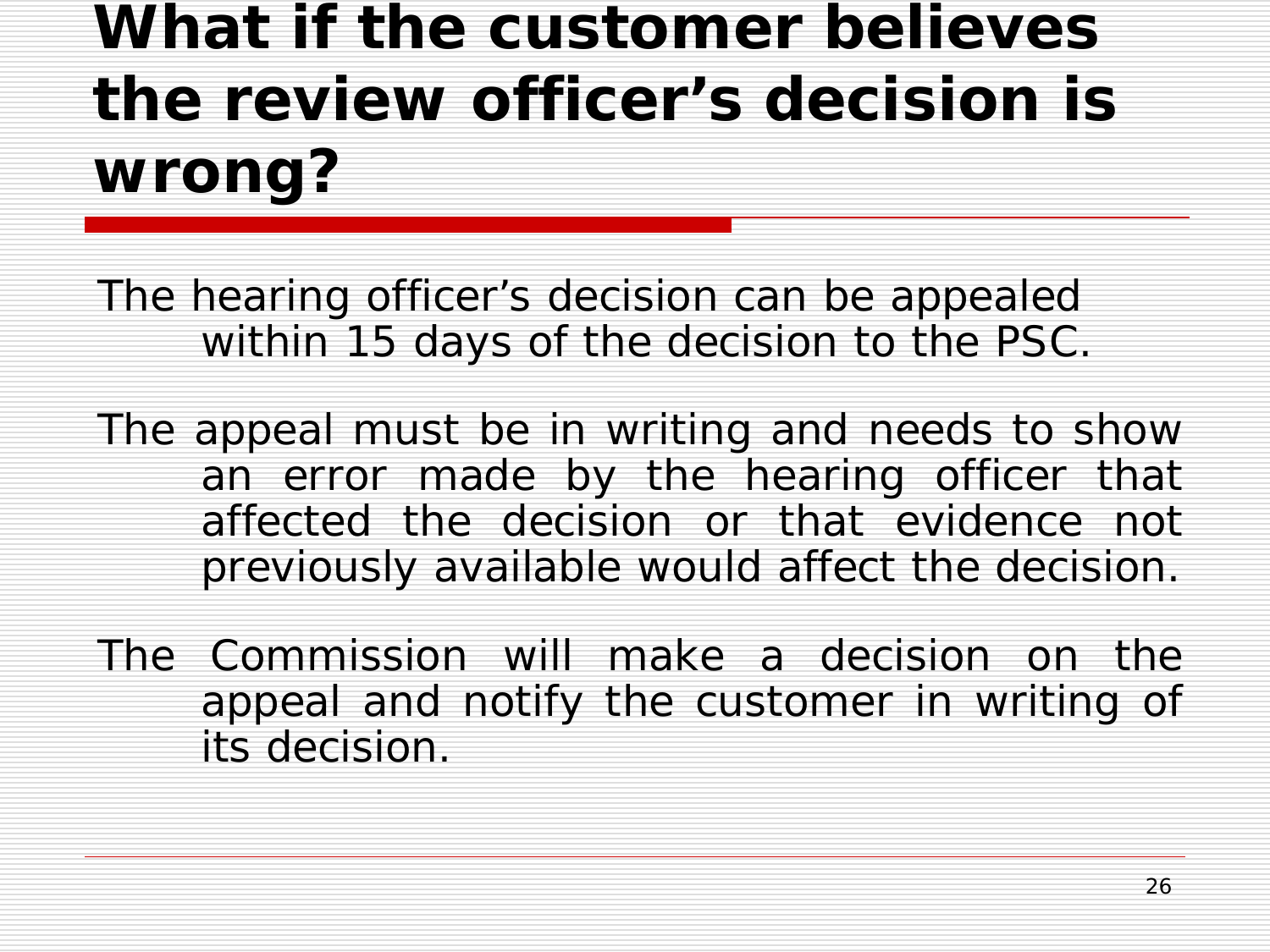# What if the customer believes the review officer's decision is wrong?

The hearing officer's decision can be appealed within 15 days of the decision to the PSC.

The appeal must be in writing and needs to show an error made by the hearing officer that affected the decision or that evidence not previously available would affect the decision.

The Commission will make a decision on the appeal and notify the customer in writing of its decision.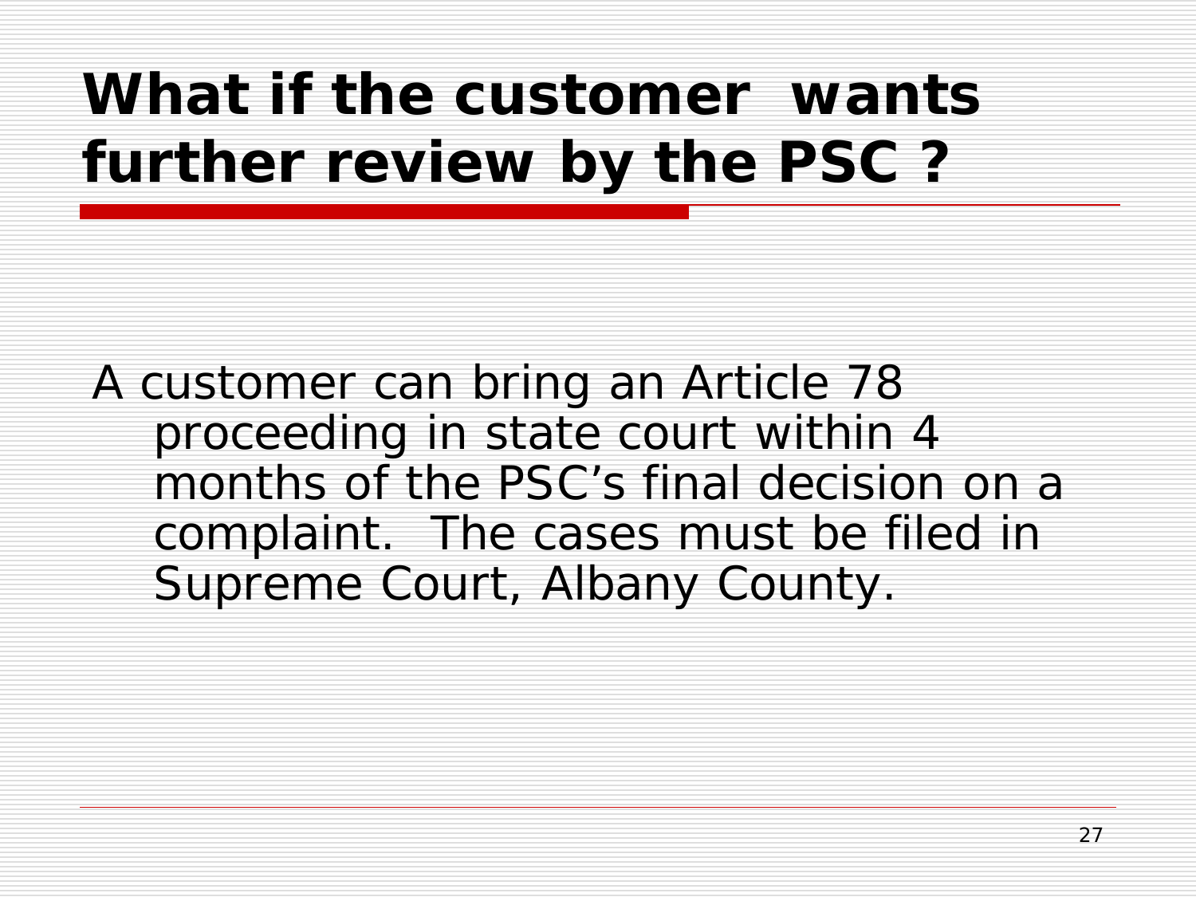# What if the customer wants further review by the PSC ?

A customer can bring an Article 78 proceeding in state court within 4 months of the PSC's final decision on a complaint. The cases must be filed in Supreme Court, Albany County.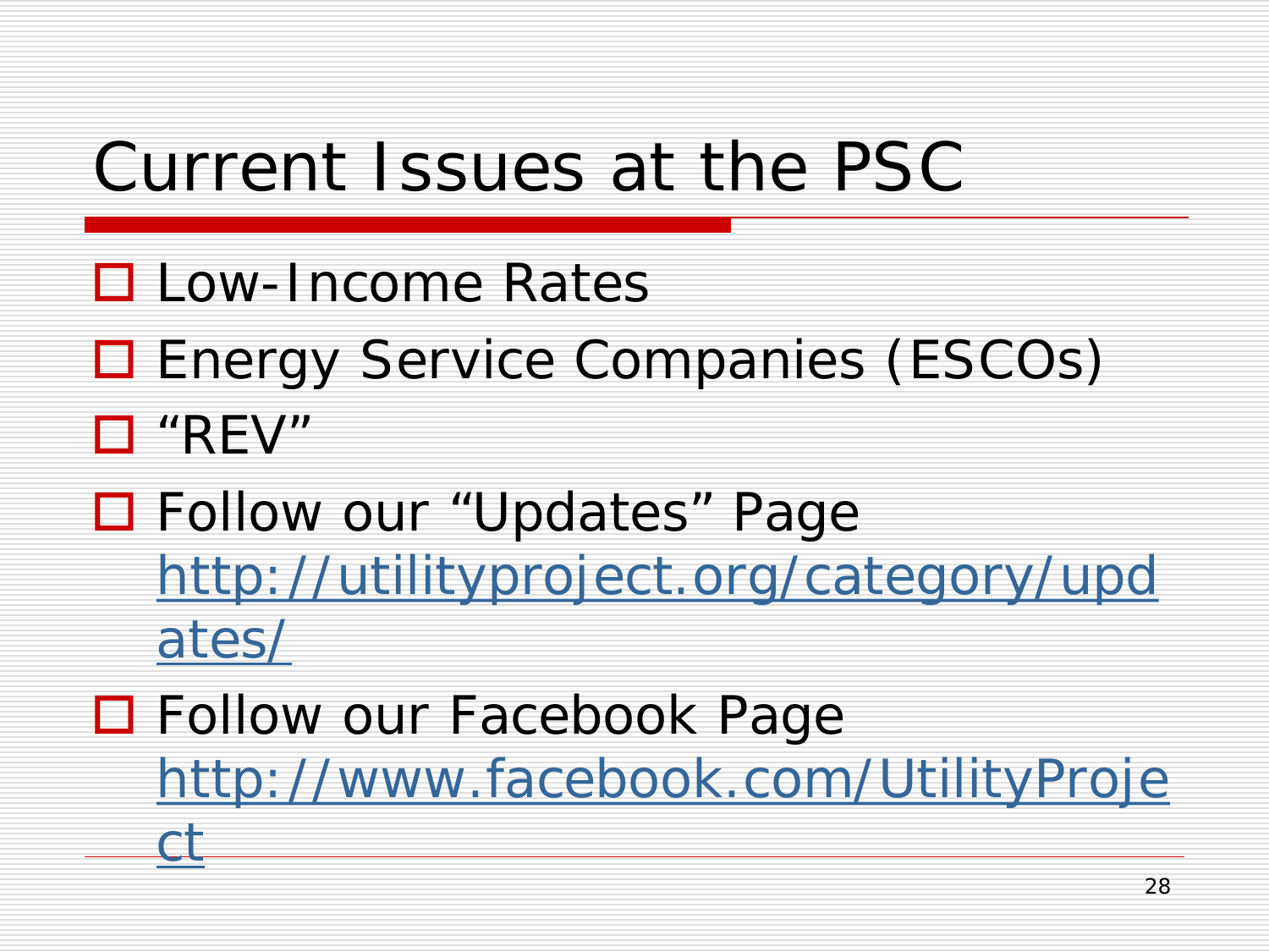# Current Issues at the PSC

- Low-Income Rates
- Energy Service Companies (ESCOs)
- “REV”
- Follow our “Updates” Page http://utilityproject.org/category/updates/
- Follow our Facebook Page http://www.facebook.com/UtilityProject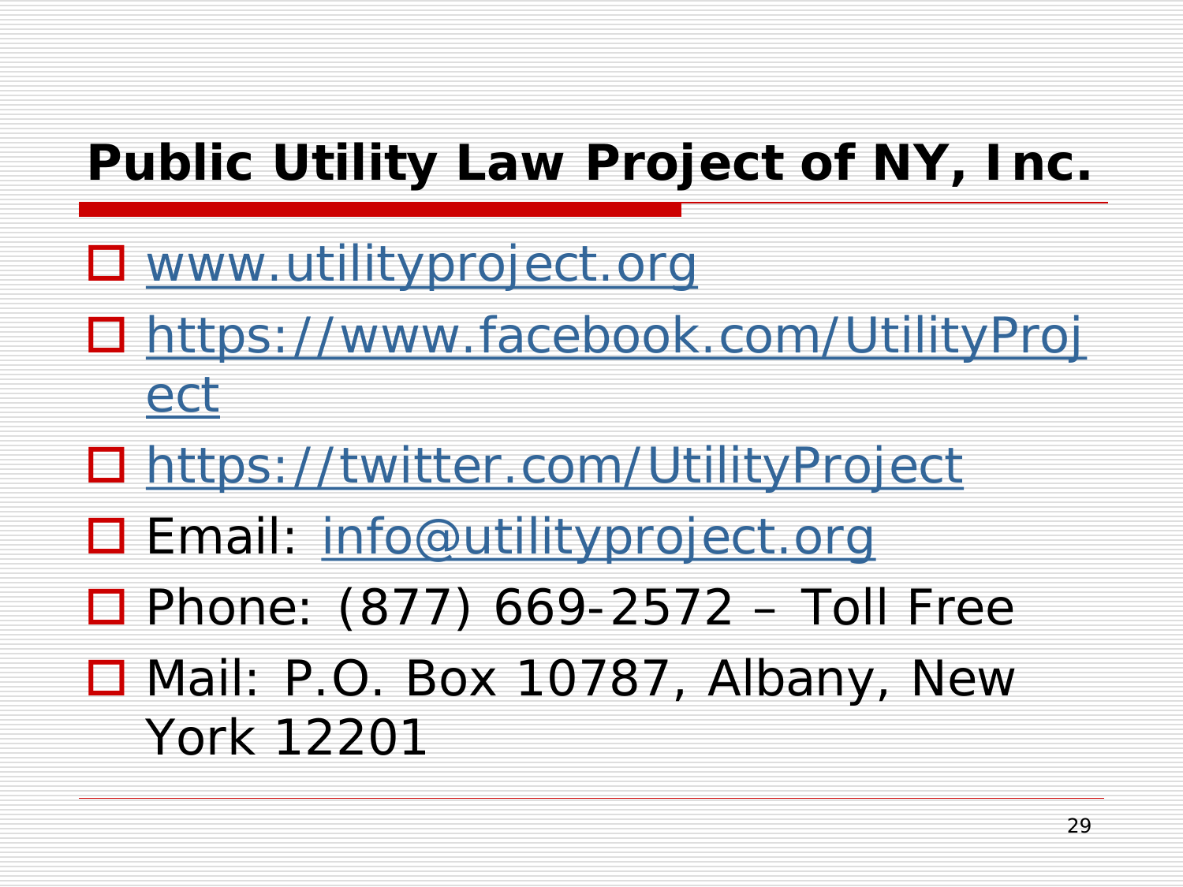# Public Utility Law Project of NY, Inc.

- www.utilityproject.org
- https://www.facebook.com/UtilityProject
- https://twitter.com/UtilityProject
- Email: info@utilityproject.org
- Phone: (877) 669-2572 – Toll Free
- Mail: P.O. Box 10787, Albany, New York 12201